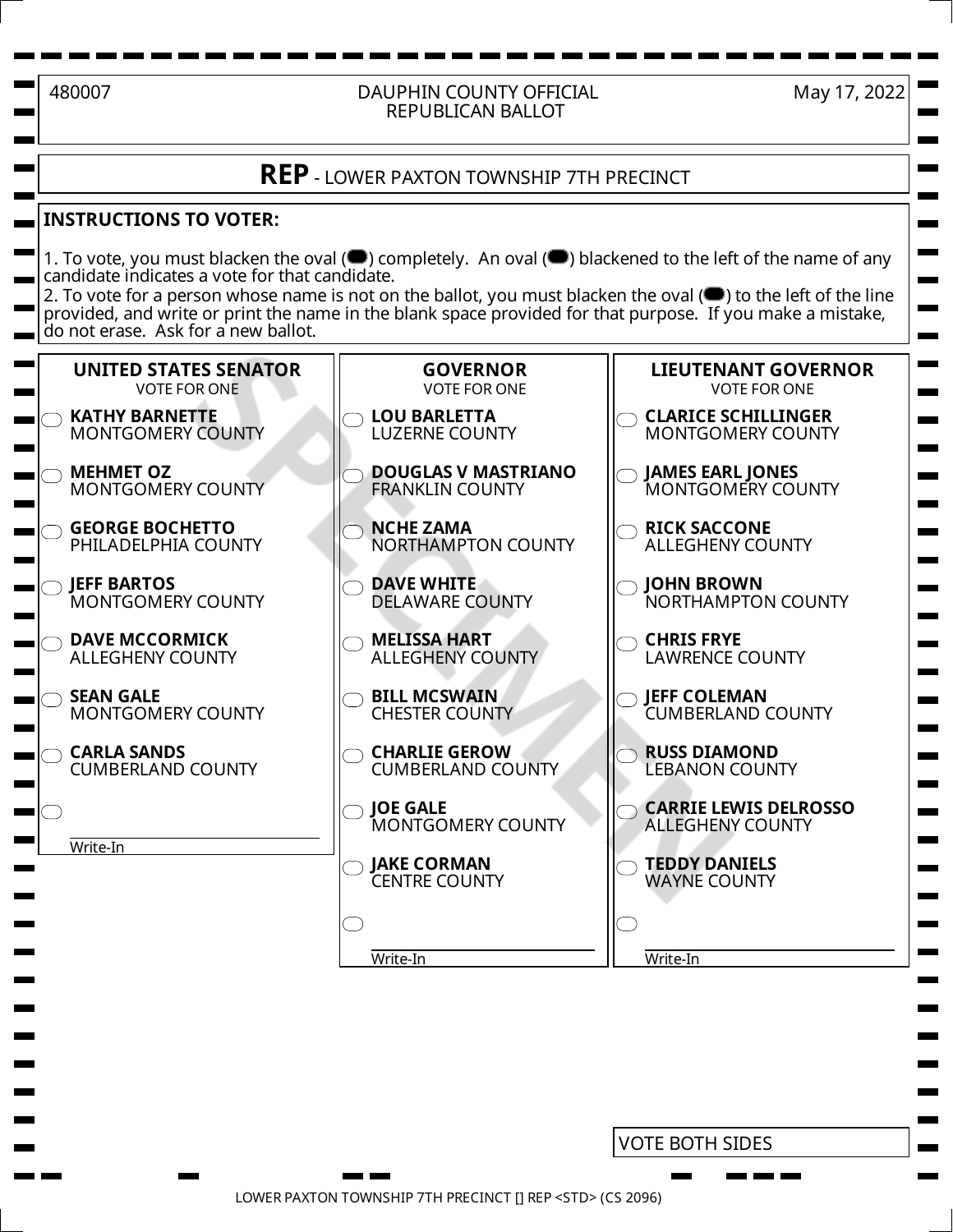480007

DAUPHIN COUNTY OFFICIAL
REPUBLICAN BALLOT

May 17, 2022

# REP - LOWER PAXTON TOWNSHIP 7TH PRECINCT

**INSTRUCTIONS TO VOTER:**

1. To vote, you must blacken the oval (⬬) completely. An oval (⬬) blackened to the left of the name of any candidate indicates a vote for that candidate.
2. To vote for a person whose name is not on the ballot, you must blacken the oval (⬬) to the left of the line provided, and write or print the name in the blank space provided for that purpose. If you make a mistake, do not erase. Ask for a new ballot.

## UNITED STATES SENATOR
VOTE FOR ONE

- ⬭ **KATHY BARNETTE** MONTGOMERY COUNTY
- ⬭ **MEHMET OZ** MONTGOMERY COUNTY
- ⬭ **GEORGE BOCHETTO** PHILADELPHIA COUNTY
- ⬭ **JEFF BARTOS** MONTGOMERY COUNTY
- ⬭ **DAVE MCCORMICK** ALLEGHENY COUNTY
- ⬭ **SEAN GALE** MONTGOMERY COUNTY
- ⬭ **CARLA SANDS** CUMBERLAND COUNTY
- ⬭ ______________ Write-In

## GOVERNOR
VOTE FOR ONE

- ⬭ **LOU BARLETTA** LUZERNE COUNTY
- ⬭ **DOUGLAS V MASTRIANO** FRANKLIN COUNTY
- ⬭ **NCHE ZAMA** NORTHAMPTON COUNTY
- ⬭ **DAVE WHITE** DELAWARE COUNTY
- ⬭ **MELISSA HART** ALLEGHENY COUNTY
- ⬭ **BILL MCSWAIN** CHESTER COUNTY
- ⬭ **CHARLIE GEROW** CUMBERLAND COUNTY
- ⬭ **JOE GALE** MONTGOMERY COUNTY
- ⬭ **JAKE CORMAN** CENTRE COUNTY
- ⬭ ______________ Write-In

## LIEUTENANT GOVERNOR
VOTE FOR ONE

- ⬭ **CLARICE SCHILLINGER** MONTGOMERY COUNTY
- ⬭ **JAMES EARL JONES** MONTGOMERY COUNTY
- ⬭ **RICK SACCONE** ALLEGHENY COUNTY
- ⬭ **JOHN BROWN** NORTHAMPTON COUNTY
- ⬭ **CHRIS FRYE** LAWRENCE COUNTY
- ⬭ **JEFF COLEMAN** CUMBERLAND COUNTY
- ⬭ **RUSS DIAMOND** LEBANON COUNTY
- ⬭ **CARRIE LEWIS DELROSSO** ALLEGHENY COUNTY
- ⬭ **TEDDY DANIELS** WAYNE COUNTY
- ⬭ ______________ Write-In

VOTE BOTH SIDES

LOWER PAXTON TOWNSHIP 7TH PRECINCT [] REP <STD> (CS 2096)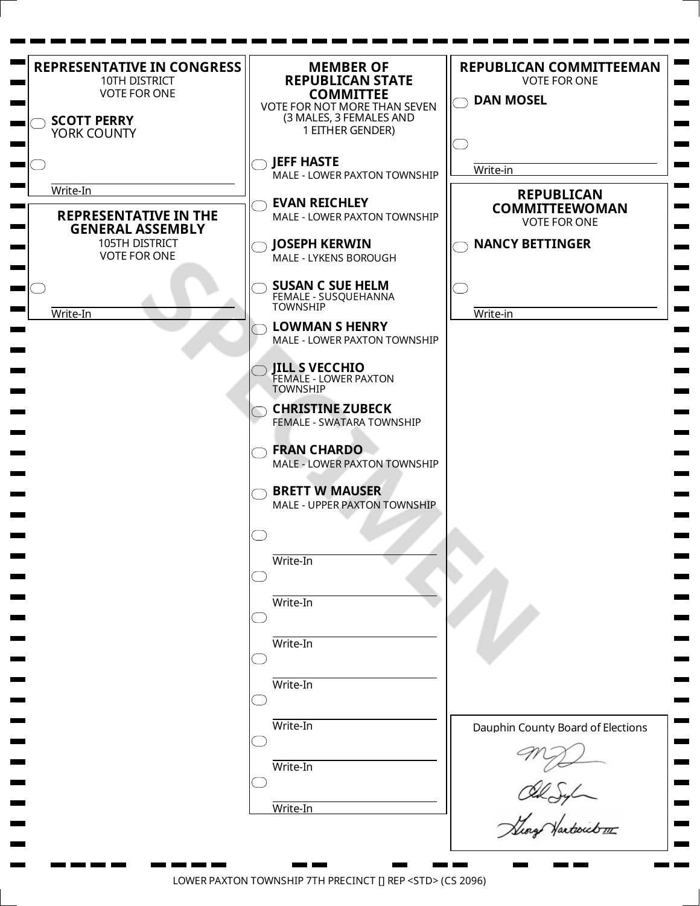## REPRESENTATIVE IN CONGRESS

10TH DISTRICT
VOTE FOR ONE

- SCOTT PERRY — YORK COUNTY
- Write-In

## REPRESENTATIVE IN THE GENERAL ASSEMBLY

105TH DISTRICT
VOTE FOR ONE

- Write-In

## MEMBER OF REPUBLICAN STATE COMMITTEE

VOTE FOR NOT MORE THAN SEVEN
(3 MALES, 3 FEMALES AND 1 EITHER GENDER)

- JEFF HASTE — MALE - LOWER PAXTON TOWNSHIP
- EVAN REICHLEY — MALE - LOWER PAXTON TOWNSHIP
- JOSEPH KERWIN — MALE - LYKENS BOROUGH
- SUSAN C SUE HELM — FEMALE - SUSQUEHANNA TOWNSHIP
- LOWMAN S HENRY — MALE - LOWER PAXTON TOWNSHIP
- JILL S VECCHIO — FEMALE - LOWER PAXTON TOWNSHIP
- CHRISTINE ZUBECK — FEMALE - SWATARA TOWNSHIP
- FRAN CHARDO — MALE - LOWER PAXTON TOWNSHIP
- BRETT W MAUSER — MALE - UPPER PAXTON TOWNSHIP
- Write-In
- Write-In
- Write-In
- Write-In
- Write-In
- Write-In
- Write-In

## REPUBLICAN COMMITTEEMAN

VOTE FOR ONE

- DAN MOSEL
- Write-in

## REPUBLICAN COMMITTEEWOMAN

VOTE FOR ONE

- NANCY BETTINGER
- Write-in

SPECIMEN

Dauphin County Board of Elections

LOWER PAXTON TOWNSHIP 7TH PRECINCT [] REP <STD> (CS 2096)